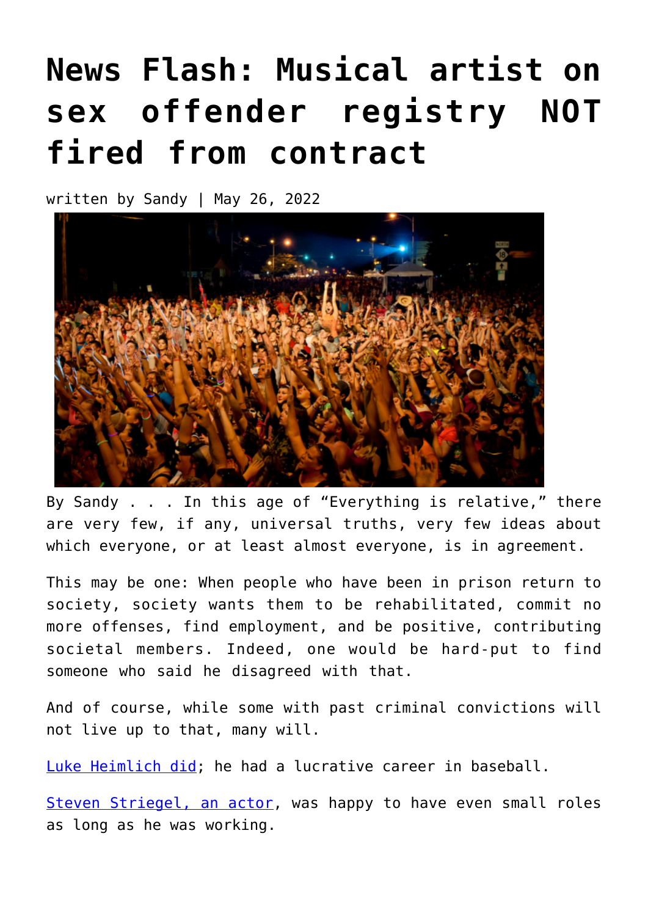# News Flash: Musical artist on sex offender registry NOT fired from contract

written by Sandy | May 26, 2022

By Sandy . . . In this age of "Everything is relative," there are very few, if any, universal truths, very few ideas about which everyone, or at least almost everyone, is in agreement.

This may be one: When people who have been in prison return to society, society wants them to be rehabilitated, commit no more offenses, find employment, and be positive, contributing societal members. Indeed, one would be hard-put to find someone who said he disagreed with that.

And of course, while some with past criminal convictions will not live up to that, many will.

Luke Heimlich did; he had a lucrative career in baseball.

Steven Striegel, an actor, was happy to have even small roles as long as he was working.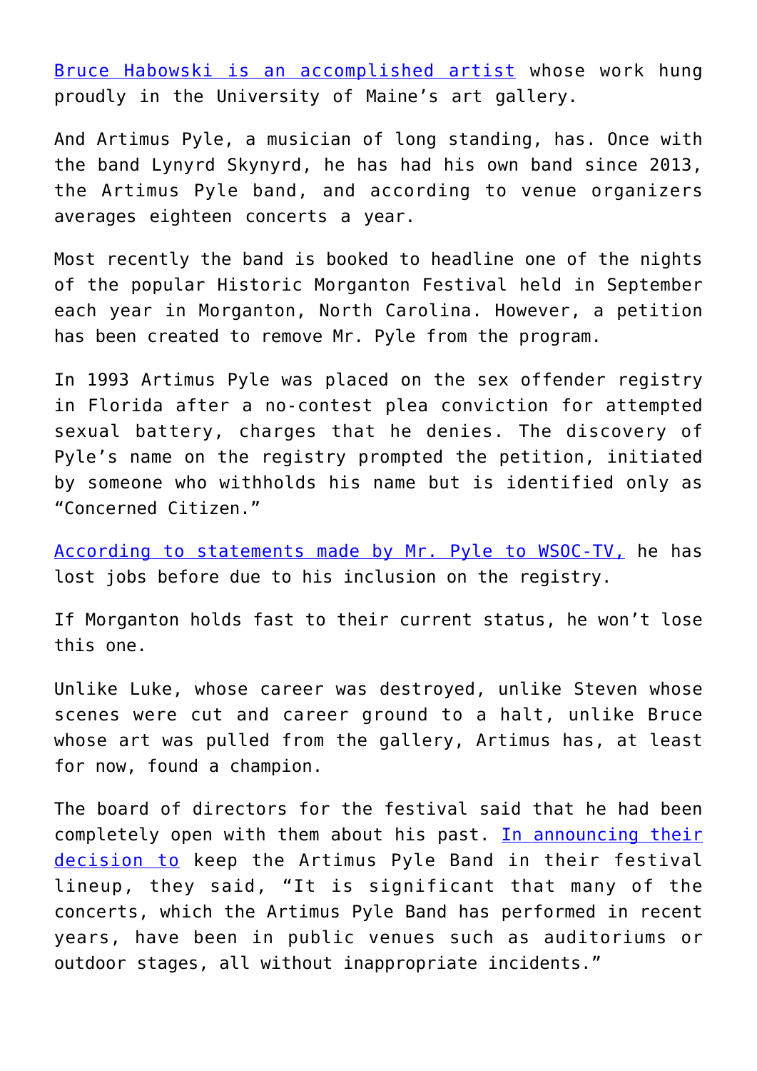Bruce Habowski is an accomplished artist whose work hung proudly in the University of Maine's art gallery.

And Artimus Pyle, a musician of long standing, has. Once with the band Lynyrd Skynyrd, he has had his own band since 2013, the Artimus Pyle band, and according to venue organizers averages eighteen concerts a year.

Most recently the band is booked to headline one of the nights of the popular Historic Morganton Festival held in September each year in Morganton, North Carolina. However, a petition has been created to remove Mr. Pyle from the program.

In 1993 Artimus Pyle was placed on the sex offender registry in Florida after a no-contest plea conviction for attempted sexual battery, charges that he denies. The discovery of Pyle's name on the registry prompted the petition, initiated by someone who withholds his name but is identified only as "Concerned Citizen."

According to statements made by Mr. Pyle to WSOC-TV, he has lost jobs before due to his inclusion on the registry.

If Morganton holds fast to their current status, he won't lose this one.

Unlike Luke, whose career was destroyed, unlike Steven whose scenes were cut and career ground to a halt, unlike Bruce whose art was pulled from the gallery, Artimus has, at least for now, found a champion.

The board of directors for the festival said that he had been completely open with them about his past. In announcing their decision to keep the Artimus Pyle Band in their festival lineup, they said, "It is significant that many of the concerts, which the Artimus Pyle Band has performed in recent years, have been in public venues such as auditoriums or outdoor stages, all without inappropriate incidents."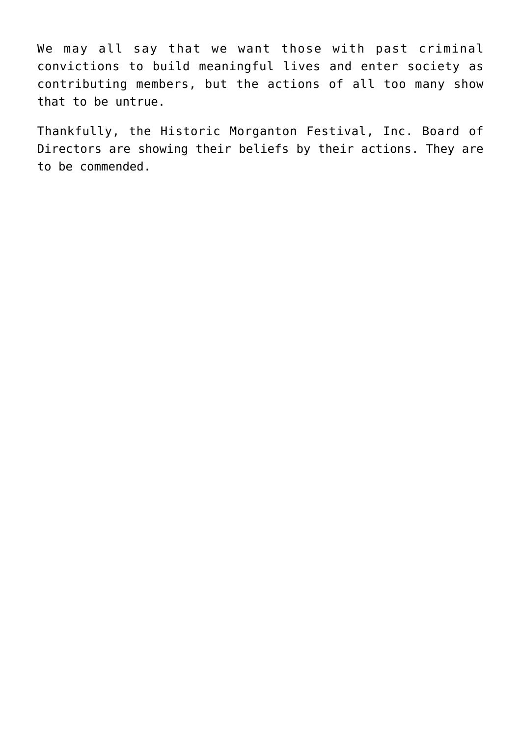We may all say that we want those with past criminal convictions to build meaningful lives and enter society as contributing members, but the actions of all too many show that to be untrue.

Thankfully, the Historic Morganton Festival, Inc. Board of Directors are showing their beliefs by their actions. They are to be commended.